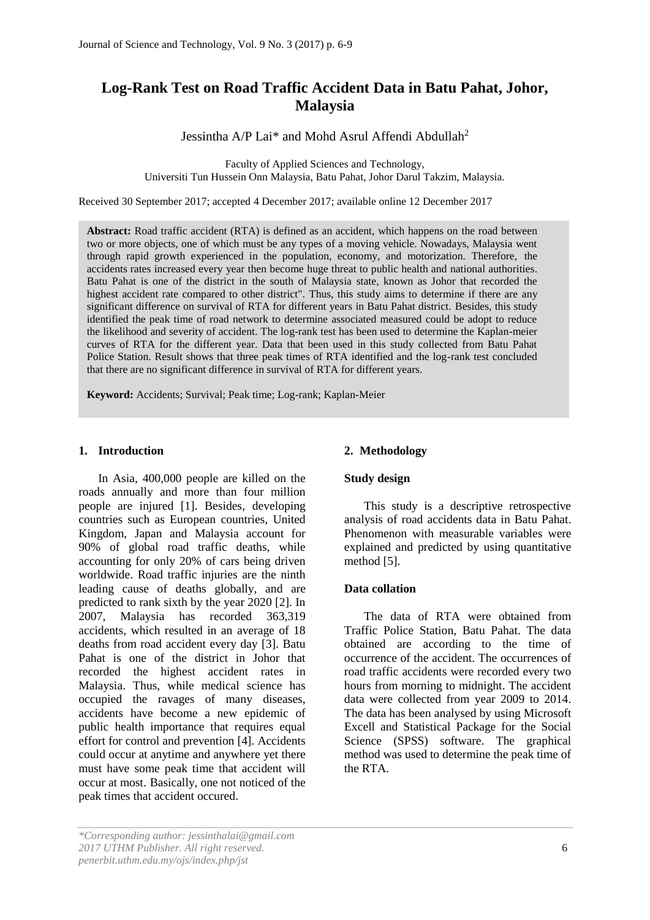# Log-Rank Test on Road Traffic Accident Data in Batu Pahat, Johor, Malaysia

Jessintha A/P Lai* and Mohd Asrul Affendi Abdullah[2]

Faculty of Applied Sciences and Technology,
Universiti Tun Hussein Onn Malaysia, Batu Pahat, Johor Darul Takzim, Malaysia.

Received 30 September 2017; accepted 4 December 2017; available online 12 December 2017

**Abstract:** Road traffic accident (RTA) is defined as an accident, which happens on the road between two or more objects, one of which must be any types of a moving vehicle. Nowadays, Malaysia went through rapid growth experienced in the population, economy, and motorization. Therefore, the accidents rates increased every year then become huge threat to public health and national authorities. Batu Pahat is one of the district in the south of Malaysia state, known as Johor that recorded the highest accident rate compared to other district". Thus, this study aims to determine if there are any significant difference on survival of RTA for different years in Batu Pahat district. Besides, this study identified the peak time of road network to determine associated measured could be adopt to reduce the likelihood and severity of accident. The log-rank test has been used to determine the Kaplan-meier curves of RTA for the different year. Data that been used in this study collected from Batu Pahat Police Station. Result shows that three peak times of RTA identified and the log-rank test concluded that there are no significant difference in survival of RTA for different years.

**Keyword:** Accidents; Survival; Peak time; Log-rank; Kaplan-Meier

## 1. Introduction

In Asia, 400,000 people are killed on the roads annually and more than four million people are injured [1]. Besides, developing countries such as European countries, United Kingdom, Japan and Malaysia account for 90% of global road traffic deaths, while accounting for only 20% of cars being driven worldwide. Road traffic injuries are the ninth leading cause of deaths globally, and are predicted to rank sixth by the year 2020 [2]. In 2007, Malaysia has recorded 363,319 accidents, which resulted in an average of 18 deaths from road accident every day [3]. Batu Pahat is one of the district in Johor that recorded the highest accident rates in Malaysia. Thus, while medical science has occupied the ravages of many diseases, accidents have become a new epidemic of public health importance that requires equal effort for control and prevention [4]. Accidents could occur at anytime and anywhere yet there must have some peak time that accident will occur at most. Basically, one not noticed of the peak times that accident occured.

## 2. Methodology

### Study design

This study is a descriptive retrospective analysis of road accidents data in Batu Pahat. Phenomenon with measurable variables were explained and predicted by using quantitative method [5].

### Data collation

The data of RTA were obtained from Traffic Police Station, Batu Pahat. The data obtained are according to the time of occurrence of the accident. The occurrences of road traffic accidents were recorded every two hours from morning to midnight. The accident data were collected from year 2009 to 2014. The data has been analysed by using Microsoft Excell and Statistical Package for the Social Science (SPSS) software. The graphical method was used to determine the peak time of the RTA.

*\*Corresponding author: jessinthalai@gmail.com*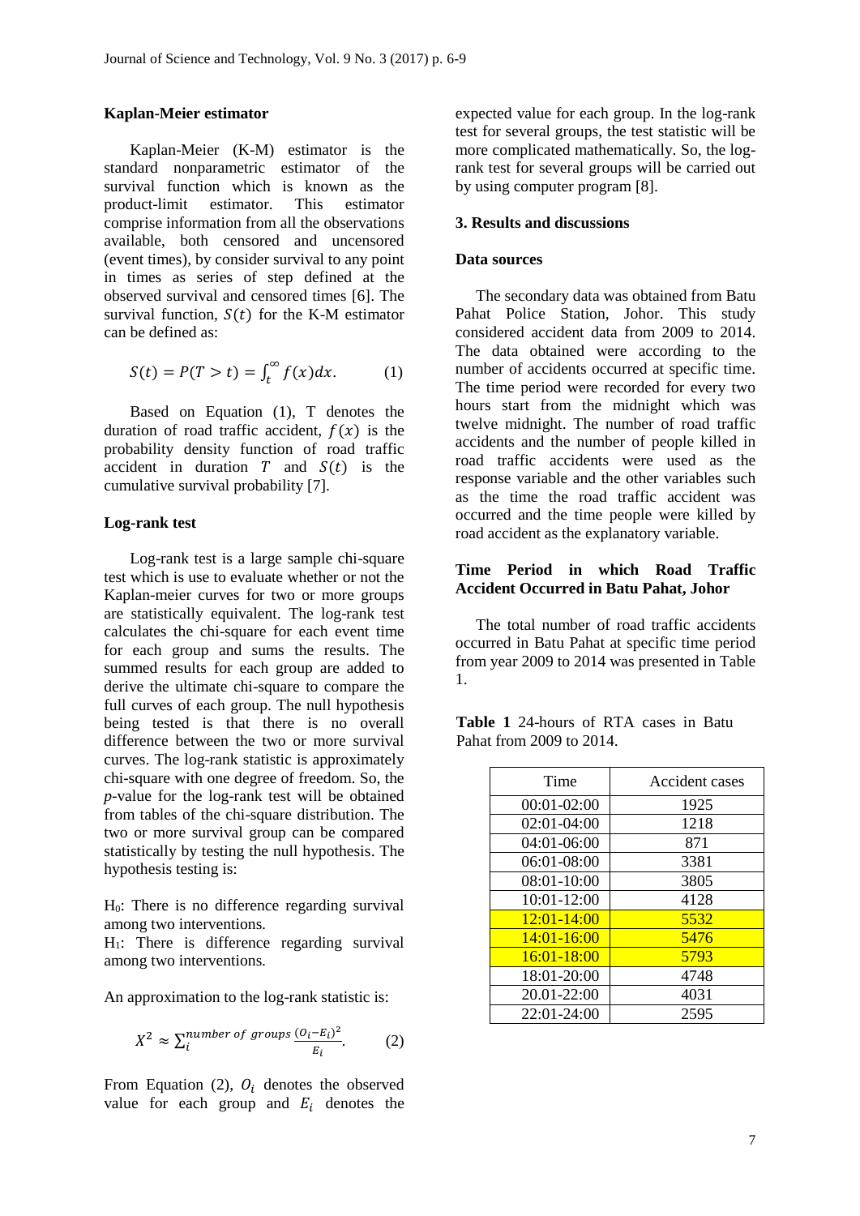**Kaplan-Meier estimator**

Kaplan-Meier (K-M) estimator is the standard nonparametric estimator of the survival function which is known as the product-limit estimator. This estimator comprise information from all the observations available, both censored and uncensored (event times), by consider survival to any point in times as series of step defined at the observed survival and censored times [6]. The survival function, $S(t)$ for the K-M estimator can be defined as:

$$S(t) = P(T > t) = \int_t^{\infty} f(x)dx. \qquad (1)$$

Based on Equation (1), T denotes the duration of road traffic accident, $f(x)$ is the probability density function of road traffic accident in duration $T$ and $S(t)$ is the cumulative survival probability [7].

**Log-rank test**

Log-rank test is a large sample chi-square test which is use to evaluate whether or not the Kaplan-meier curves for two or more groups are statistically equivalent. The log-rank test calculates the chi-square for each event time for each group and sums the results. The summed results for each group are added to derive the ultimate chi-square to compare the full curves of each group. The null hypothesis being tested is that there is no overall difference between the two or more survival curves. The log-rank statistic is approximately chi-square with one degree of freedom. So, the *p*-value for the log-rank test will be obtained from tables of the chi-square distribution. The two or more survival group can be compared statistically by testing the null hypothesis. The hypothesis testing is:

$H_0$: There is no difference regarding survival among two interventions.
$H_1$: There is difference regarding survival among two interventions.

An approximation to the log-rank statistic is:

$$X^2 \approx \sum_{i}^{number\ of\ groups} \frac{(O_i - E_i)^2}{E_i}. \qquad (2)$$

From Equation (2), $O_i$ denotes the observed value for each group and $E_i$ denotes the expected value for each group. In the log-rank test for several groups, the test statistic will be more complicated mathematically. So, the log-rank test for several groups will be carried out by using computer program [8].

## 3. Results and discussions

**Data sources**

The secondary data was obtained from Batu Pahat Police Station, Johor. This study considered accident data from 2009 to 2014. The data obtained were according to the number of accidents occurred at specific time. The time period were recorded for every two hours start from the midnight which was twelve midnight. The number of road traffic accidents and the number of people killed in road traffic accidents were used as the response variable and the other variables such as the time the road traffic accident was occurred and the time people were killed by road accident as the explanatory variable.

**Time Period in which Road Traffic Accident Occurred in Batu Pahat, Johor**

The total number of road traffic accidents occurred in Batu Pahat at specific time period from year 2009 to 2014 was presented in Table 1.

**Table 1** 24-hours of RTA cases in Batu Pahat from 2009 to 2014.

| Time | Accident cases |
|---|---|
| 00:01-02:00 | 1925 |
| 02:01-04:00 | 1218 |
| 04:01-06:00 | 871 |
| 06:01-08:00 | 3381 |
| 08:01-10:00 | 3805 |
| 10:01-12:00 | 4128 |
| 12:01-14:00 | 5532 |
| 14:01-16:00 | 5476 |
| 16:01-18:00 | 5793 |
| 18:01-20:00 | 4748 |
| 20.01-22:00 | 4031 |
| 22:01-24:00 | 2595 |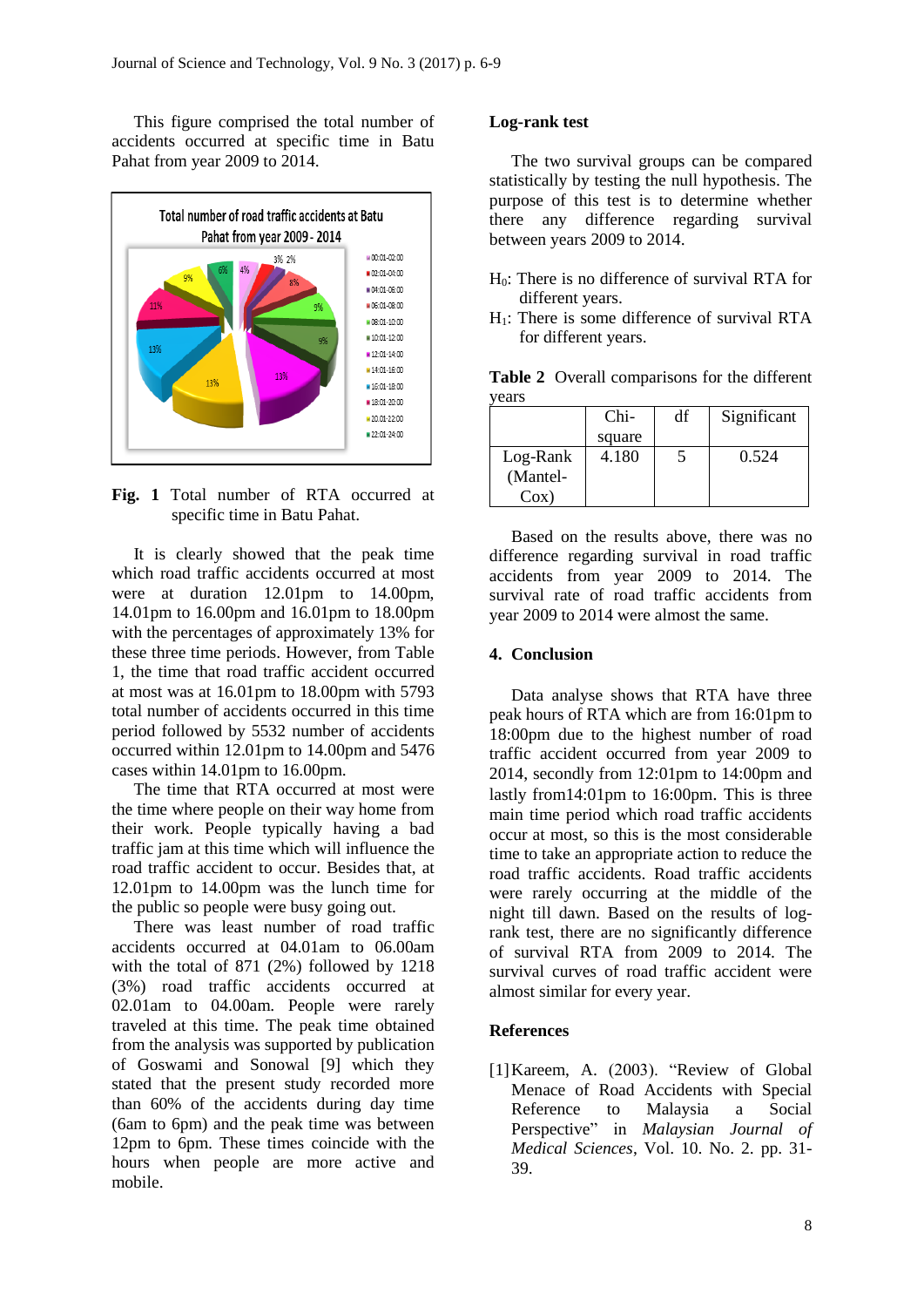This figure comprised the total number of accidents occurred at specific time in Batu Pahat from year 2009 to 2014.

**Fig. 1** Total number of RTA occurred at specific time in Batu Pahat.

It is clearly showed that the peak time which road traffic accidents occurred at most were at duration 12.01pm to 14.00pm, 14.01pm to 16.00pm and 16.01pm to 18.00pm with the percentages of approximately 13% for these three time periods. However, from Table 1, the time that road traffic accident occurred at most was at 16.01pm to 18.00pm with 5793 total number of accidents occurred in this time period followed by 5532 number of accidents occurred within 12.01pm to 14.00pm and 5476 cases within 14.01pm to 16.00pm.

The time that RTA occurred at most were the time where people on their way home from their work. People typically having a bad traffic jam at this time which will influence the road traffic accident to occur. Besides that, at 12.01pm to 14.00pm was the lunch time for the public so people were busy going out.

There was least number of road traffic accidents occurred at 04.01am to 06.00am with the total of 871 (2%) followed by 1218 (3%) road traffic accidents occurred at 02.01am to 04.00am. People were rarely traveled at this time. The peak time obtained from the analysis was supported by publication of Goswami and Sonowal [9] which they stated that the present study recorded more than 60% of the accidents during day time (6am to 6pm) and the peak time was between 12pm to 6pm. These times coincide with the hours when people are more active and mobile.

### Log-rank test

The two survival groups can be compared statistically by testing the null hypothesis. The purpose of this test is to determine whether there any difference regarding survival between years 2009 to 2014.

$H_0$: There is no difference of survival RTA for different years.
$H_1$: There is some difference of survival RTA for different years.

**Table 2** Overall comparisons for the different years

| | Chi-square | df | Significant |
|---|---|---|---|
| Log-Rank (Mantel-Cox) | 4.180 | 5 | 0.524 |

Based on the results above, there was no difference regarding survival in road traffic accidents from year 2009 to 2014. The survival rate of road traffic accidents from year 2009 to 2014 were almost the same.

## 4. Conclusion

Data analyse shows that RTA have three peak hours of RTA which are from 16:01pm to 18:00pm due to the highest number of road traffic accident occurred from year 2009 to 2014, secondly from 12:01pm to 14:00pm and lastly from14:01pm to 16:00pm. This is three main time period which road traffic accidents occur at most, so this is the most considerable time to take an appropriate action to reduce the road traffic accidents. Road traffic accidents were rarely occurring at the middle of the night till dawn. Based on the results of log-rank test, there are no significantly difference of survival RTA from 2009 to 2014. The survival curves of road traffic accident were almost similar for every year.

## References

[1] Kareem, A. (2003). "Review of Global Menace of Road Accidents with Special Reference to Malaysia a Social Perspective" in *Malaysian Journal of Medical Sciences*, Vol. 10. No. 2. pp. 31-39.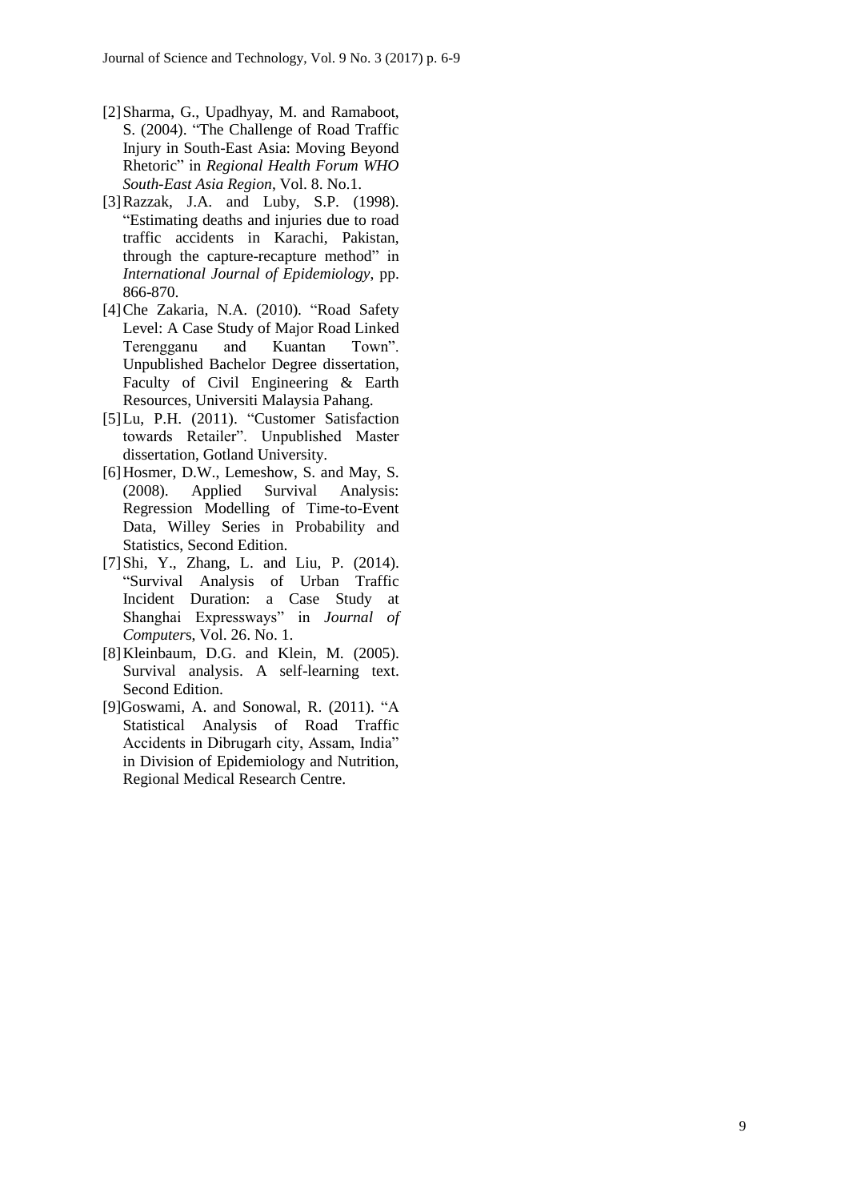[2] Sharma, G., Upadhyay, M. and Ramaboot, S. (2004). "The Challenge of Road Traffic Injury in South-East Asia: Moving Beyond Rhetoric" in *Regional Health Forum WHO South-East Asia Region*, Vol. 8. No.1.

[3] Razzak, J.A. and Luby, S.P. (1998). "Estimating deaths and injuries due to road traffic accidents in Karachi, Pakistan, through the capture-recapture method" in *International Journal of Epidemiology*, pp. 866-870.

[4] Che Zakaria, N.A. (2010). "Road Safety Level: A Case Study of Major Road Linked Terengganu and Kuantan Town". Unpublished Bachelor Degree dissertation, Faculty of Civil Engineering & Earth Resources, Universiti Malaysia Pahang.

[5] Lu, P.H. (2011). "Customer Satisfaction towards Retailer". Unpublished Master dissertation, Gotland University.

[6] Hosmer, D.W., Lemeshow, S. and May, S. (2008). Applied Survival Analysis: Regression Modelling of Time-to-Event Data, Willey Series in Probability and Statistics, Second Edition.

[7] Shi, Y., Zhang, L. and Liu, P. (2014). "Survival Analysis of Urban Traffic Incident Duration: a Case Study at Shanghai Expressways" in *Journal of Computer*s, Vol. 26. No. 1.

[8] Kleinbaum, D.G. and Klein, M. (2005). Survival analysis. A self-learning text. Second Edition.

[9] Goswami, A. and Sonowal, R. (2011). "A Statistical Analysis of Road Traffic Accidents in Dibrugarh city, Assam, India" in Division of Epidemiology and Nutrition, Regional Medical Research Centre.